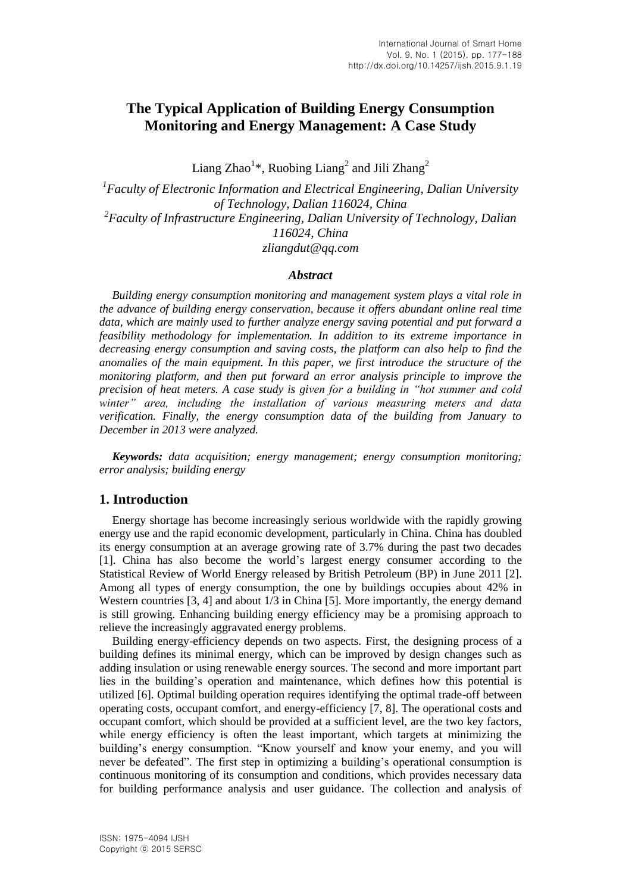# The Typical Application of Building Energy Consumption Monitoring and Energy Management: A Case Study

Liang Zhao[1]*, Ruobing Liang[2] and Jili Zhang[2]

[1]*Faculty of Electronic Information and Electrical Engineering, Dalian University of Technology, Dalian 116024, China*
[2]*Faculty of Infrastructure Engineering, Dalian University of Technology, Dalian 116024, China*
*zliangdut@qq.com*

### *Abstract*

*Building energy consumption monitoring and management system plays a vital role in the advance of building energy conservation, because it offers abundant online real time data, which are mainly used to further analyze energy saving potential and put forward a feasibility methodology for implementation. In addition to its extreme importance in decreasing energy consumption and saving costs, the platform can also help to find the anomalies of the main equipment. In this paper, we first introduce the structure of the monitoring platform, and then put forward an error analysis principle to improve the precision of heat meters. A case study is given for a building in "hot summer and cold winter" area, including the installation of various measuring meters and data verification. Finally, the energy consumption data of the building from January to December in 2013 were analyzed.*

***Keywords:** data acquisition; energy management; energy consumption monitoring; error analysis; building energy*

## 1. Introduction

Energy shortage has become increasingly serious worldwide with the rapidly growing energy use and the rapid economic development, particularly in China. China has doubled its energy consumption at an average growing rate of 3.7% during the past two decades [1]. China has also become the world's largest energy consumer according to the Statistical Review of World Energy released by British Petroleum (BP) in June 2011 [2]. Among all types of energy consumption, the one by buildings occupies about 42% in Western countries [3, 4] and about 1/3 in China [5]. More importantly, the energy demand is still growing. Enhancing building energy efficiency may be a promising approach to relieve the increasingly aggravated energy problems.

Building energy-efficiency depends on two aspects. First, the designing process of a building defines its minimal energy, which can be improved by design changes such as adding insulation or using renewable energy sources. The second and more important part lies in the building's operation and maintenance, which defines how this potential is utilized [6]. Optimal building operation requires identifying the optimal trade-off between operating costs, occupant comfort, and energy-efficiency [7, 8]. The operational costs and occupant comfort, which should be provided at a sufficient level, are the two key factors, while energy efficiency is often the least important, which targets at minimizing the building's energy consumption. "Know yourself and know your enemy, and you will never be defeated". The first step in optimizing a building's operational consumption is continuous monitoring of its consumption and conditions, which provides necessary data for building performance analysis and user guidance. The collection and analysis of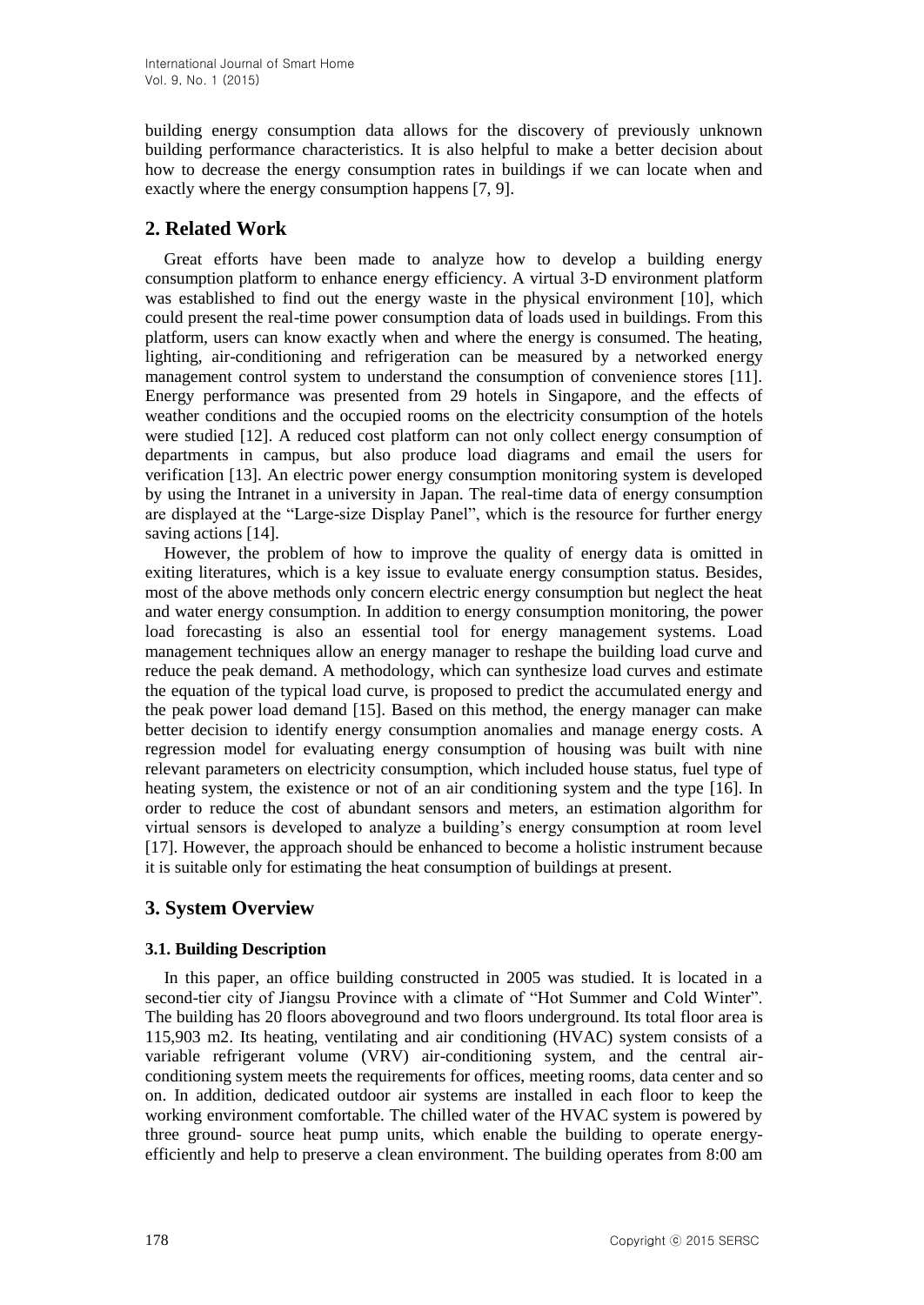building energy consumption data allows for the discovery of previously unknown building performance characteristics. It is also helpful to make a better decision about how to decrease the energy consumption rates in buildings if we can locate when and exactly where the energy consumption happens [7, 9].

## 2. Related Work

Great efforts have been made to analyze how to develop a building energy consumption platform to enhance energy efficiency. A virtual 3-D environment platform was established to find out the energy waste in the physical environment [10], which could present the real-time power consumption data of loads used in buildings. From this platform, users can know exactly when and where the energy is consumed. The heating, lighting, air-conditioning and refrigeration can be measured by a networked energy management control system to understand the consumption of convenience stores [11]. Energy performance was presented from 29 hotels in Singapore, and the effects of weather conditions and the occupied rooms on the electricity consumption of the hotels were studied [12]. A reduced cost platform can not only collect energy consumption of departments in campus, but also produce load diagrams and email the users for verification [13]. An electric power energy consumption monitoring system is developed by using the Intranet in a university in Japan. The real-time data of energy consumption are displayed at the "Large-size Display Panel", which is the resource for further energy saving actions [14].

However, the problem of how to improve the quality of energy data is omitted in exiting literatures, which is a key issue to evaluate energy consumption status. Besides, most of the above methods only concern electric energy consumption but neglect the heat and water energy consumption. In addition to energy consumption monitoring, the power load forecasting is also an essential tool for energy management systems. Load management techniques allow an energy manager to reshape the building load curve and reduce the peak demand. A methodology, which can synthesize load curves and estimate the equation of the typical load curve, is proposed to predict the accumulated energy and the peak power load demand [15]. Based on this method, the energy manager can make better decision to identify energy consumption anomalies and manage energy costs. A regression model for evaluating energy consumption of housing was built with nine relevant parameters on electricity consumption, which included house status, fuel type of heating system, the existence or not of an air conditioning system and the type [16]. In order to reduce the cost of abundant sensors and meters, an estimation algorithm for virtual sensors is developed to analyze a building's energy consumption at room level [17]. However, the approach should be enhanced to become a holistic instrument because it is suitable only for estimating the heat consumption of buildings at present.

## 3. System Overview

### 3.1. Building Description

In this paper, an office building constructed in 2005 was studied. It is located in a second-tier city of Jiangsu Province with a climate of "Hot Summer and Cold Winter". The building has 20 floors aboveground and two floors underground. Its total floor area is 115,903 m2. Its heating, ventilating and air conditioning (HVAC) system consists of a variable refrigerant volume (VRV) air-conditioning system, and the central air-conditioning system meets the requirements for offices, meeting rooms, data center and so on. In addition, dedicated outdoor air systems are installed in each floor to keep the working environment comfortable. The chilled water of the HVAC system is powered by three ground- source heat pump units, which enable the building to operate energy-efficiently and help to preserve a clean environment. The building operates from 8:00 am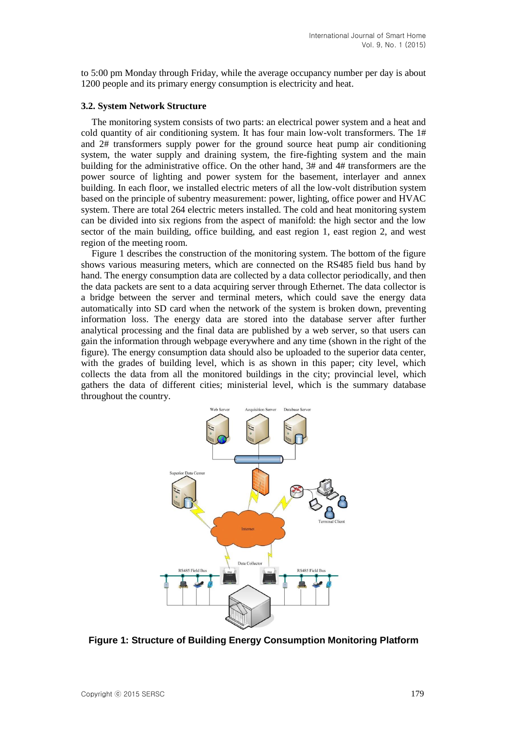to 5:00 pm Monday through Friday, while the average occupancy number per day is about 1200 people and its primary energy consumption is electricity and heat.

### 3.2. System Network Structure

The monitoring system consists of two parts: an electrical power system and a heat and cold quantity of air conditioning system. It has four main low-volt transformers. The 1# and 2# transformers supply power for the ground source heat pump air conditioning system, the water supply and draining system, the fire-fighting system and the main building for the administrative office. On the other hand, 3# and 4# transformers are the power source of lighting and power system for the basement, interlayer and annex building. In each floor, we installed electric meters of all the low-volt distribution system based on the principle of subentry measurement: power, lighting, office power and HVAC system. There are total 264 electric meters installed. The cold and heat monitoring system can be divided into six regions from the aspect of manifold: the high sector and the low sector of the main building, office building, and east region 1, east region 2, and west region of the meeting room.

Figure 1 describes the construction of the monitoring system. The bottom of the figure shows various measuring meters, which are connected on the RS485 field bus hand by hand. The energy consumption data are collected by a data collector periodically, and then the data packets are sent to a data acquiring server through Ethernet. The data collector is a bridge between the server and terminal meters, which could save the energy data automatically into SD card when the network of the system is broken down, preventing information loss. The energy data are stored into the database server after further analytical processing and the final data are published by a web server, so that users can gain the information through webpage everywhere and any time (shown in the right of the figure). The energy consumption data should also be uploaded to the superior data center, with the grades of building level, which is as shown in this paper; city level, which collects the data from all the monitored buildings in the city; provincial level, which gathers the data of different cities; ministerial level, which is the summary database throughout the country.

**Figure 1: Structure of Building Energy Consumption Monitoring Platform**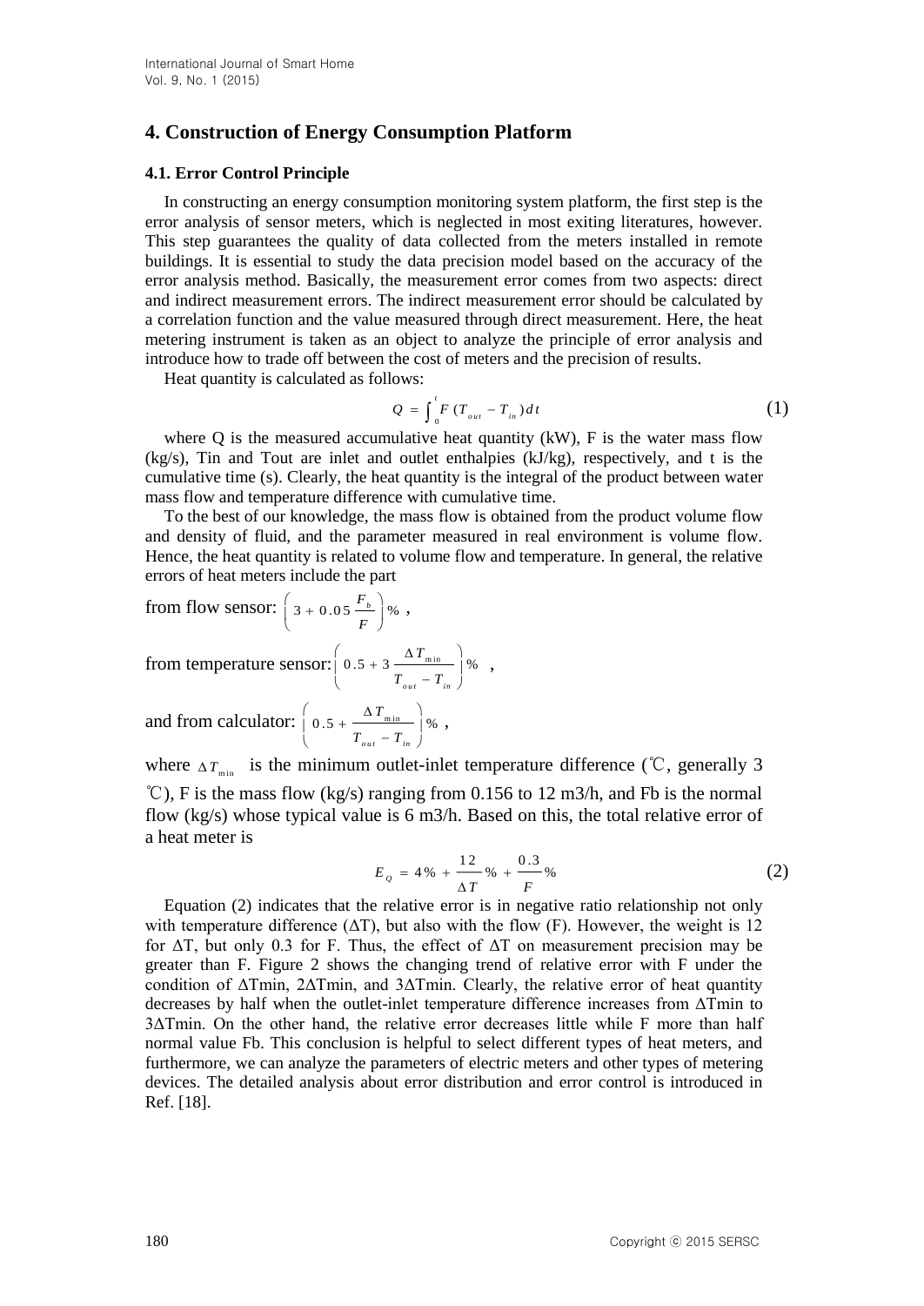## 4. Construction of Energy Consumption Platform

### 4.1. Error Control Principle

In constructing an energy consumption monitoring system platform, the first step is the error analysis of sensor meters, which is neglected in most exiting literatures, however. This step guarantees the quality of data collected from the meters installed in remote buildings. It is essential to study the data precision model based on the accuracy of the error analysis method. Basically, the measurement error comes from two aspects: direct and indirect measurement errors. The indirect measurement error should be calculated by a correlation function and the value measured through direct measurement. Here, the heat metering instrument is taken as an object to analyze the principle of error analysis and introduce how to trade off between the cost of meters and the precision of results.

Heat quantity is calculated as follows:

$$Q = \int_0^t F(T_{out} - T_{in})dt \tag{1}$$

where Q is the measured accumulative heat quantity (kW), F is the water mass flow (kg/s), Tin and Tout are inlet and outlet enthalpies (kJ/kg), respectively, and t is the cumulative time (s). Clearly, the heat quantity is the integral of the product between water mass flow and temperature difference with cumulative time.

To the best of our knowledge, the mass flow is obtained from the product volume flow and density of fluid, and the parameter measured in real environment is volume flow. Hence, the heat quantity is related to volume flow and temperature. In general, the relative errors of heat meters include the part

from flow sensor: $\left(3 + 0.05\frac{F_b}{F}\right)\%$ ,

from temperature sensor: $\left(0.5 + 3\frac{\Delta T_{\min}}{T_{out} - T_{in}}\right)\%$ ,

and from calculator: $\left(0.5 + \frac{\Delta T_{\min}}{T_{out} - T_{in}}\right)\%$ ,

where $\Delta T_{\min}$ is the minimum outlet-inlet temperature difference (℃, generally 3 ℃), F is the mass flow (kg/s) ranging from 0.156 to 12 m3/h, and Fb is the normal flow (kg/s) whose typical value is 6 m3/h. Based on this, the total relative error of a heat meter is

$$E_Q = 4\% + \frac{12}{\Delta T}\% + \frac{0.3}{F}\% \tag{2}$$

Equation (2) indicates that the relative error is in negative ratio relationship not only with temperature difference (ΔT), but also with the flow (F). However, the weight is 12 for ΔT, but only 0.3 for F. Thus, the effect of ΔT on measurement precision may be greater than F. Figure 2 shows the changing trend of relative error with F under the condition of ΔTmin, 2ΔTmin, and 3ΔTmin. Clearly, the relative error of heat quantity decreases by half when the outlet-inlet temperature difference increases from ΔTmin to 3ΔTmin. On the other hand, the relative error decreases little while F more than half normal value Fb. This conclusion is helpful to select different types of heat meters, and furthermore, we can analyze the parameters of electric meters and other types of metering devices. The detailed analysis about error distribution and error control is introduced in Ref. [18].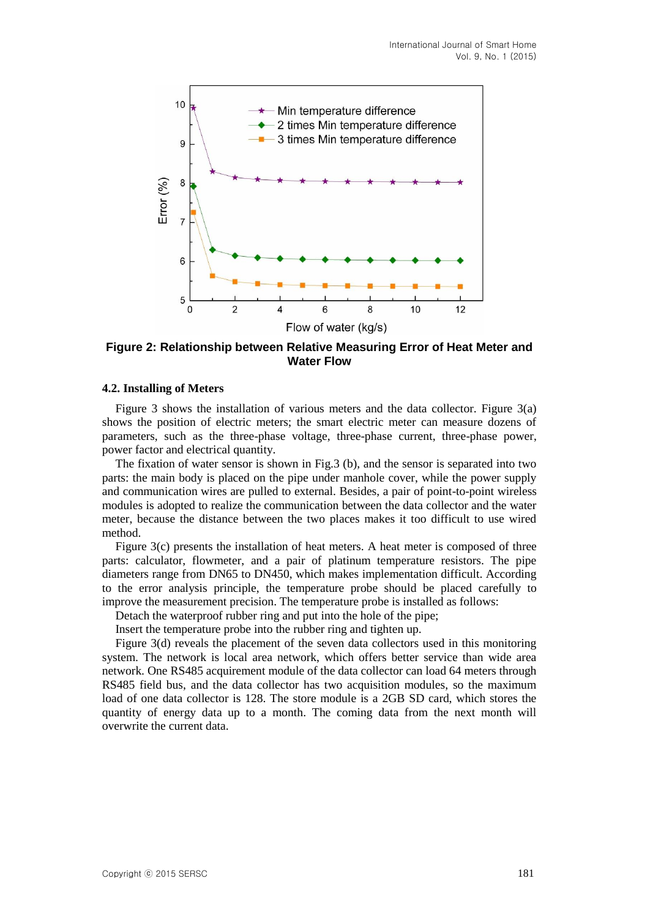Figure 2: Relationship between Relative Measuring Error of Heat Meter and Water Flow

### 4.2. Installing of Meters

Figure 3 shows the installation of various meters and the data collector. Figure 3(a) shows the position of electric meters; the smart electric meter can measure dozens of parameters, such as the three-phase voltage, three-phase current, three-phase power, power factor and electrical quantity.

The fixation of water sensor is shown in Fig.3 (b), and the sensor is separated into two parts: the main body is placed on the pipe under manhole cover, while the power supply and communication wires are pulled to external. Besides, a pair of point-to-point wireless modules is adopted to realize the communication between the data collector and the water meter, because the distance between the two places makes it too difficult to use wired method.

Figure 3(c) presents the installation of heat meters. A heat meter is composed of three parts: calculator, flowmeter, and a pair of platinum temperature resistors. The pipe diameters range from DN65 to DN450, which makes implementation difficult. According to the error analysis principle, the temperature probe should be placed carefully to improve the measurement precision. The temperature probe is installed as follows:

Detach the waterproof rubber ring and put into the hole of the pipe;

Insert the temperature probe into the rubber ring and tighten up.

Figure 3(d) reveals the placement of the seven data collectors used in this monitoring system. The network is local area network, which offers better service than wide area network. One RS485 acquirement module of the data collector can load 64 meters through RS485 field bus, and the data collector has two acquisition modules, so the maximum load of one data collector is 128. The store module is a 2GB SD card, which stores the quantity of energy data up to a month. The coming data from the next month will overwrite the current data.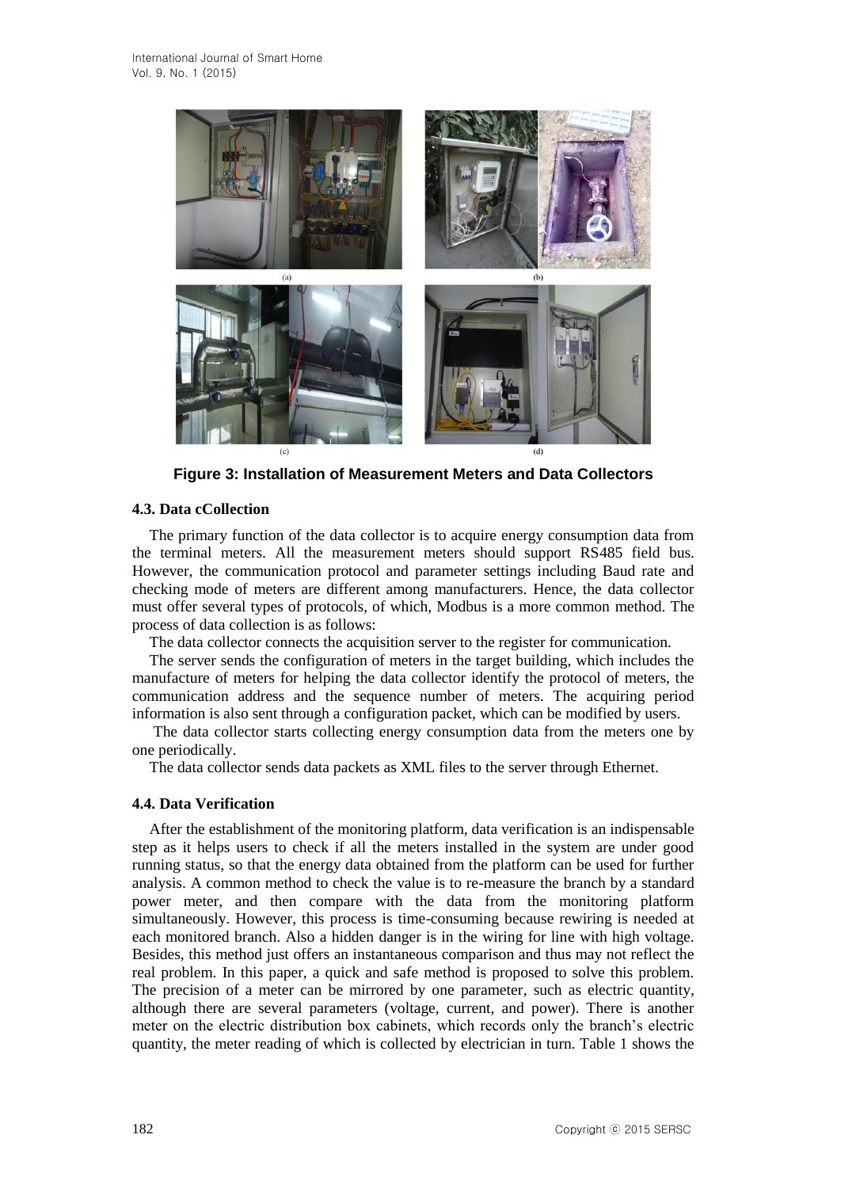**Figure 3: Installation of Measurement Meters and Data Collectors**

### 4.3. Data cCollection

The primary function of the data collector is to acquire energy consumption data from the terminal meters. All the measurement meters should support RS485 field bus. However, the communication protocol and parameter settings including Baud rate and checking mode of meters are different among manufacturers. Hence, the data collector must offer several types of protocols, of which, Modbus is a more common method. The process of data collection is as follows:

The data collector connects the acquisition server to the register for communication.

The server sends the configuration of meters in the target building, which includes the manufacture of meters for helping the data collector identify the protocol of meters, the communication address and the sequence number of meters. The acquiring period information is also sent through a configuration packet, which can be modified by users.

The data collector starts collecting energy consumption data from the meters one by one periodically.

The data collector sends data packets as XML files to the server through Ethernet.

### 4.4. Data Verification

After the establishment of the monitoring platform, data verification is an indispensable step as it helps users to check if all the meters installed in the system are under good running status, so that the energy data obtained from the platform can be used for further analysis. A common method to check the value is to re-measure the branch by a standard power meter, and then compare with the data from the monitoring platform simultaneously. However, this process is time-consuming because rewiring is needed at each monitored branch. Also a hidden danger is in the wiring for line with high voltage. Besides, this method just offers an instantaneous comparison and thus may not reflect the real problem. In this paper, a quick and safe method is proposed to solve this problem. The precision of a meter can be mirrored by one parameter, such as electric quantity, although there are several parameters (voltage, current, and power). There is another meter on the electric distribution box cabinets, which records only the branch's electric quantity, the meter reading of which is collected by electrician in turn. Table 1 shows the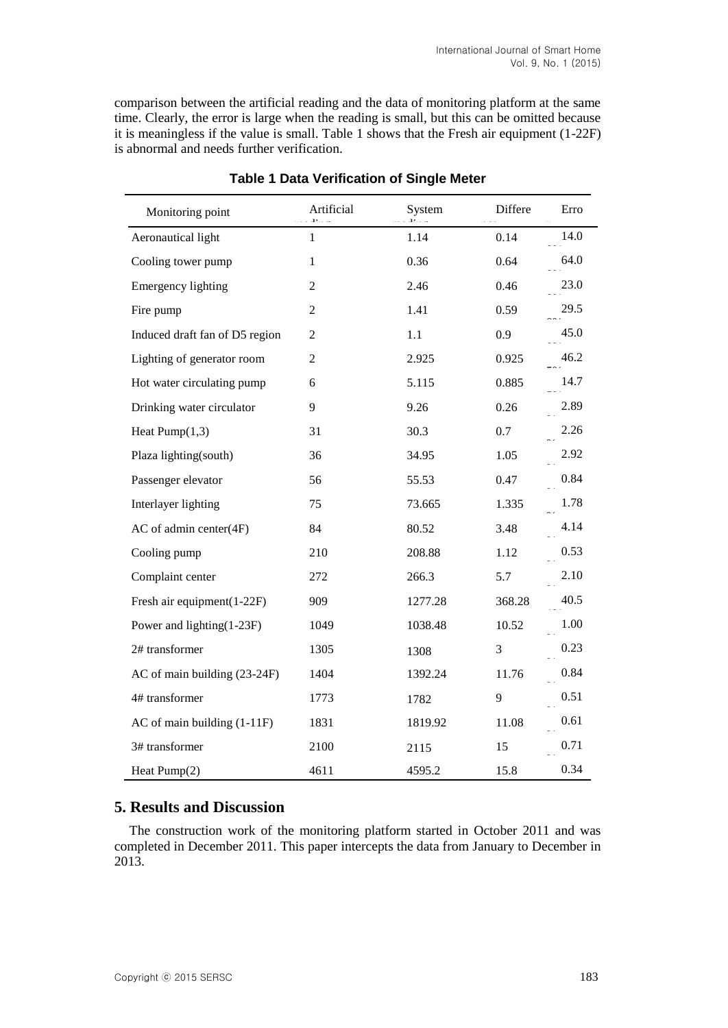comparison between the artificial reading and the data of monitoring platform at the same time. Clearly, the error is large when the reading is small, but this can be omitted because it is meaningless if the value is small. Table 1 shows that the Fresh air equipment (1-22F) is abnormal and needs further verification.

**Table 1 Data Verification of Single Meter**

| Monitoring point | Artificial reading | System reading | Difference | Error |
|---|---|---|---|---|
| Aeronautical light | 1 | 1.14 | 0.14 | 14.0 |
| Cooling tower pump | 1 | 0.36 | 0.64 | 64.0 |
| Emergency lighting | 2 | 2.46 | 0.46 | 23.0 |
| Fire pump | 2 | 1.41 | 0.59 | 29.5 |
| Induced draft fan of D5 region | 2 | 1.1 | 0.9 | 45.0 |
| Lighting of generator room | 2 | 2.925 | 0.925 | 46.2 |
| Hot water circulating pump | 6 | 5.115 | 0.885 | 14.7 |
| Drinking water circulator | 9 | 9.26 | 0.26 | 2.89 |
| Heat Pump(1,3) | 31 | 30.3 | 0.7 | 2.26 |
| Plaza lighting(south) | 36 | 34.95 | 1.05 | 2.92 |
| Passenger elevator | 56 | 55.53 | 0.47 | 0.84 |
| Interlayer lighting | 75 | 73.665 | 1.335 | 1.78 |
| AC of admin center(4F) | 84 | 80.52 | 3.48 | 4.14 |
| Cooling pump | 210 | 208.88 | 1.12 | 0.53 |
| Complaint center | 272 | 266.3 | 5.7 | 2.10 |
| Fresh air equipment(1-22F) | 909 | 1277.28 | 368.28 | 40.5 |
| Power and lighting(1-23F) | 1049 | 1038.48 | 10.52 | 1.00 |
| 2# transformer | 1305 | 1308 | 3 | 0.23 |
| AC of main building (23-24F) | 1404 | 1392.24 | 11.76 | 0.84 |
| 4# transformer | 1773 | 1782 | 9 | 0.51 |
| AC of main building (1-11F) | 1831 | 1819.92 | 11.08 | 0.61 |
| 3# transformer | 2100 | 2115 | 15 | 0.71 |
| Heat Pump(2) | 4611 | 4595.2 | 15.8 | 0.34 |

## 5. Results and Discussion

The construction work of the monitoring platform started in October 2011 and was completed in December 2011. This paper intercepts the data from January to December in 2013.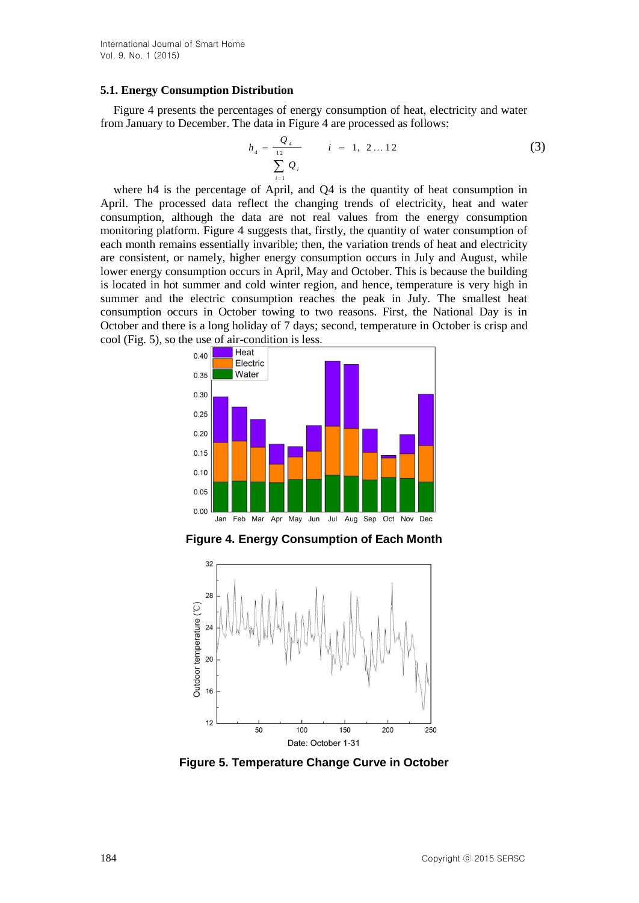### 5.1. Energy Consumption Distribution

Figure 4 presents the percentages of energy consumption of heat, electricity and water from January to December. The data in Figure 4 are processed as follows:

$$h_4 = \frac{Q_4}{\sum_{i=1}^{12} Q_i} \qquad i = 1, 2 \ldots 12 \tag{3}$$

where h4 is the percentage of April, and Q4 is the quantity of heat consumption in April. The processed data reflect the changing trends of electricity, heat and water consumption, although the data are not real values from the energy consumption monitoring platform. Figure 4 suggests that, firstly, the quantity of water consumption of each month remains essentially invarible; then, the variation trends of heat and electricity are consistent, or namely, higher energy consumption occurs in July and August, while lower energy consumption occurs in April, May and October. This is because the building is located in hot summer and cold winter region, and hence, temperature is very high in summer and the electric consumption reaches the peak in July. The smallest heat consumption occurs in October towing to two reasons. First, the National Day is in October and there is a long holiday of 7 days; second, temperature in October is crisp and cool (Fig. 5), so the use of air-condition is less.

**Figure 4. Energy Consumption of Each Month**

**Figure 5. Temperature Change Curve in October**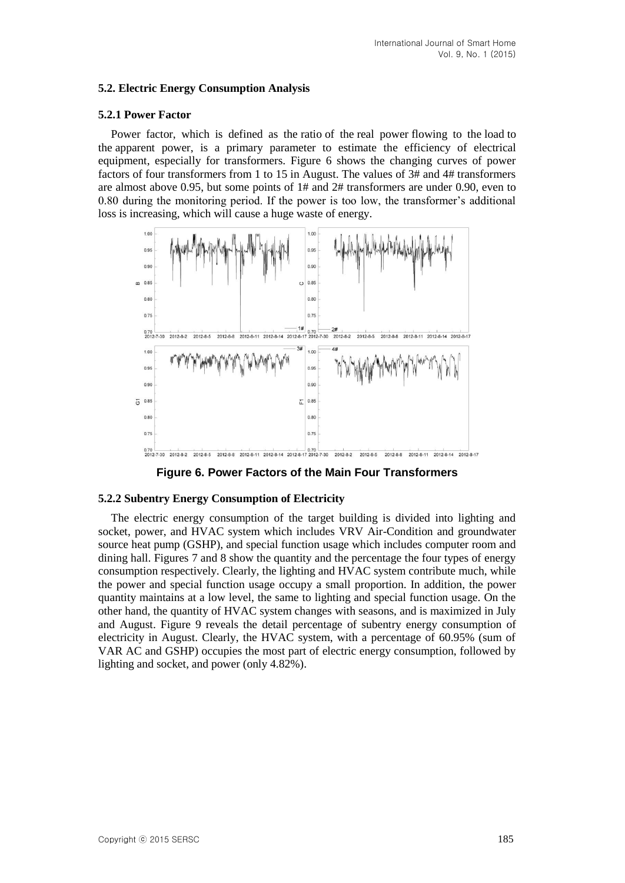### 5.2. Electric Energy Consumption Analysis

#### 5.2.1 Power Factor

Power factor, which is defined as the ratio of the real power flowing to the load to the apparent power, is a primary parameter to estimate the efficiency of electrical equipment, especially for transformers. Figure 6 shows the changing curves of power factors of four transformers from 1 to 15 in August. The values of 3# and 4# transformers are almost above 0.95, but some points of 1# and 2# transformers are under 0.90, even to 0.80 during the monitoring period. If the power is too low, the transformer's additional loss is increasing, which will cause a huge waste of energy.

**Figure 6. Power Factors of the Main Four Transformers**

#### 5.2.2 Subentry Energy Consumption of Electricity

The electric energy consumption of the target building is divided into lighting and socket, power, and HVAC system which includes VRV Air-Condition and groundwater source heat pump (GSHP), and special function usage which includes computer room and dining hall. Figures 7 and 8 show the quantity and the percentage the four types of energy consumption respectively. Clearly, the lighting and HVAC system contribute much, while the power and special function usage occupy a small proportion. In addition, the power quantity maintains at a low level, the same to lighting and special function usage. On the other hand, the quantity of HVAC system changes with seasons, and is maximized in July and August. Figure 9 reveals the detail percentage of subentry energy consumption of electricity in August. Clearly, the HVAC system, with a percentage of 60.95% (sum of VAR AC and GSHP) occupies the most part of electric energy consumption, followed by lighting and socket, and power (only 4.82%).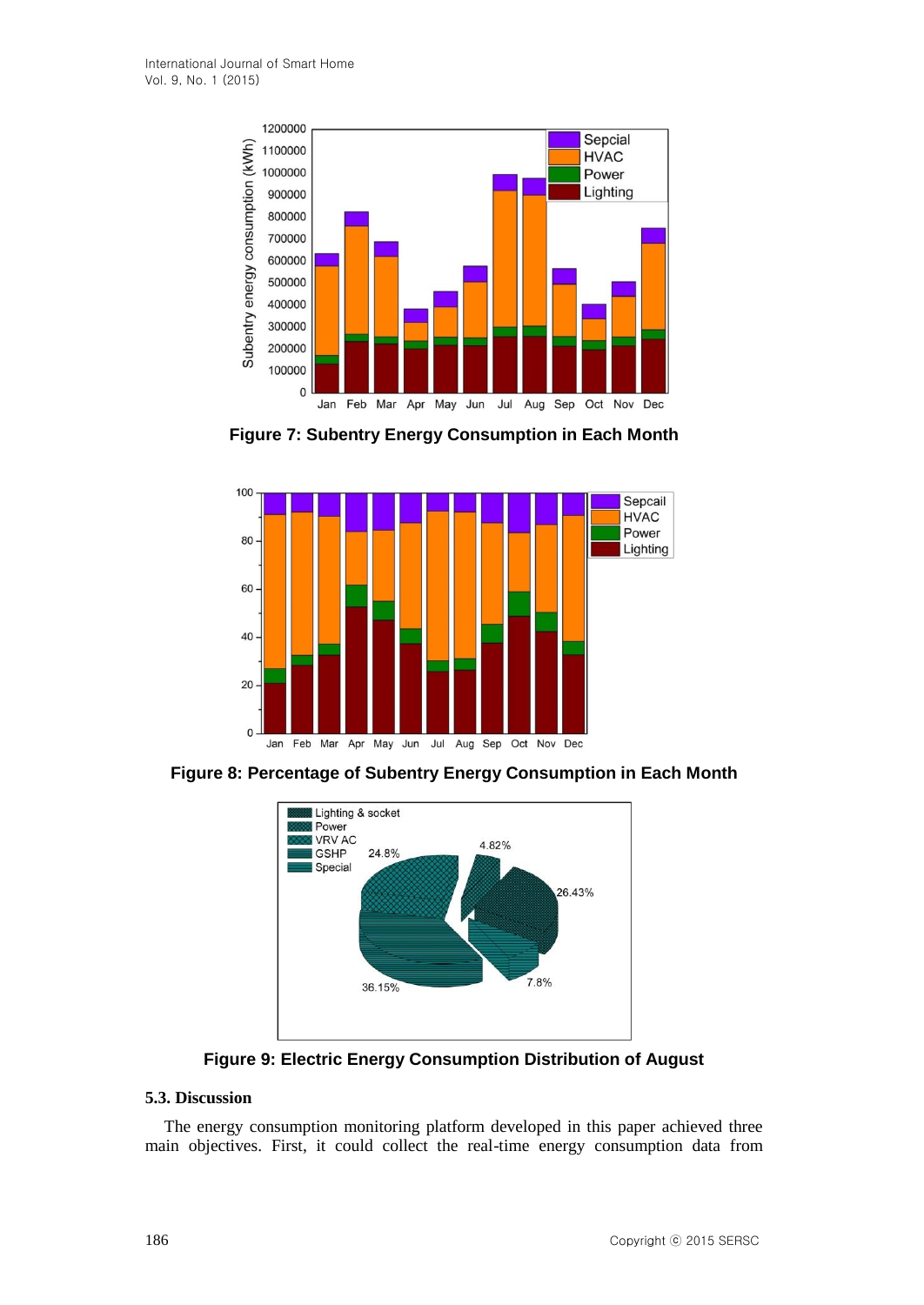Figure 7: Subentry Energy Consumption in Each Month

Figure 8: Percentage of Subentry Energy Consumption in Each Month

Figure 9: Electric Energy Consumption Distribution of August

### 5.3. Discussion

The energy consumption monitoring platform developed in this paper achieved three main objectives. First, it could collect the real-time energy consumption data from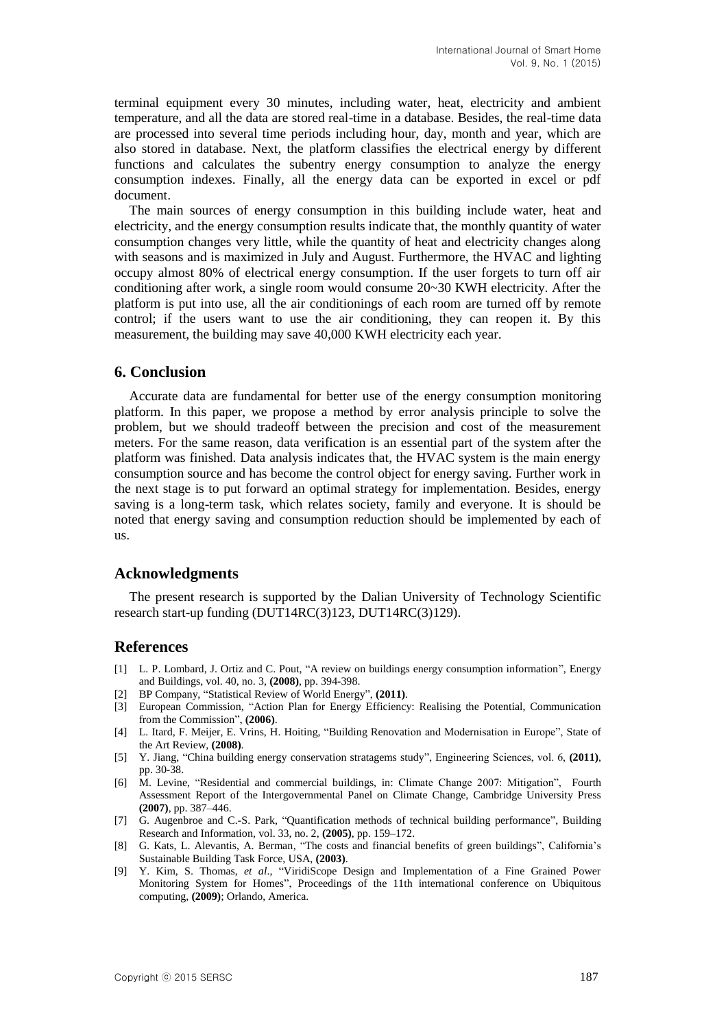terminal equipment every 30 minutes, including water, heat, electricity and ambient temperature, and all the data are stored real-time in a database. Besides, the real-time data are processed into several time periods including hour, day, month and year, which are also stored in database. Next, the platform classifies the electrical energy by different functions and calculates the subentry energy consumption to analyze the energy consumption indexes. Finally, all the energy data can be exported in excel or pdf document.

The main sources of energy consumption in this building include water, heat and electricity, and the energy consumption results indicate that, the monthly quantity of water consumption changes very little, while the quantity of heat and electricity changes along with seasons and is maximized in July and August. Furthermore, the HVAC and lighting occupy almost 80% of electrical energy consumption. If the user forgets to turn off air conditioning after work, a single room would consume 20~30 KWH electricity. After the platform is put into use, all the air conditionings of each room are turned off by remote control; if the users want to use the air conditioning, they can reopen it. By this measurement, the building may save 40,000 KWH electricity each year.

## 6. Conclusion

Accurate data are fundamental for better use of the energy consumption monitoring platform. In this paper, we propose a method by error analysis principle to solve the problem, but we should tradeoff between the precision and cost of the measurement meters. For the same reason, data verification is an essential part of the system after the platform was finished. Data analysis indicates that, the HVAC system is the main energy consumption source and has become the control object for energy saving. Further work in the next stage is to put forward an optimal strategy for implementation. Besides, energy saving is a long-term task, which relates society, family and everyone. It is should be noted that energy saving and consumption reduction should be implemented by each of us.

## Acknowledgments

The present research is supported by the Dalian University of Technology Scientific research start-up funding (DUT14RC(3)123, DUT14RC(3)129).

## References

[1] L. P. Lombard, J. Ortiz and C. Pout, "A review on buildings energy consumption information", Energy and Buildings, vol. 40, no. 3, **(2008)**, pp. 394-398.

[2] BP Company, "Statistical Review of World Energy", **(2011)**.

[3] European Commission, "Action Plan for Energy Efficiency: Realising the Potential, Communication from the Commission", **(2006)**.

[4] L. Itard, F. Meijer, E. Vrins, H. Hoiting, "Building Renovation and Modernisation in Europe", State of the Art Review, **(2008)**.

[5] Y. Jiang, "China building energy conservation stratagems study", Engineering Sciences, vol. 6, **(2011)**, pp. 30-38.

[6] M. Levine, "Residential and commercial buildings, in: Climate Change 2007: Mitigation", Fourth Assessment Report of the Intergovernmental Panel on Climate Change, Cambridge University Press **(2007)**, pp. 387–446.

[7] G. Augenbroe and C.-S. Park, "Quantification methods of technical building performance", Building Research and Information, vol. 33, no. 2, **(2005)**, pp. 159–172.

[8] G. Kats, L. Alevantis, A. Berman, "The costs and financial benefits of green buildings", California's Sustainable Building Task Force, USA, **(2003)**.

[9] Y. Kim, S. Thomas, *et al*., "ViridiScope Design and Implementation of a Fine Grained Power Monitoring System for Homes", Proceedings of the 11th international conference on Ubiquitous computing, **(2009)**; Orlando, America.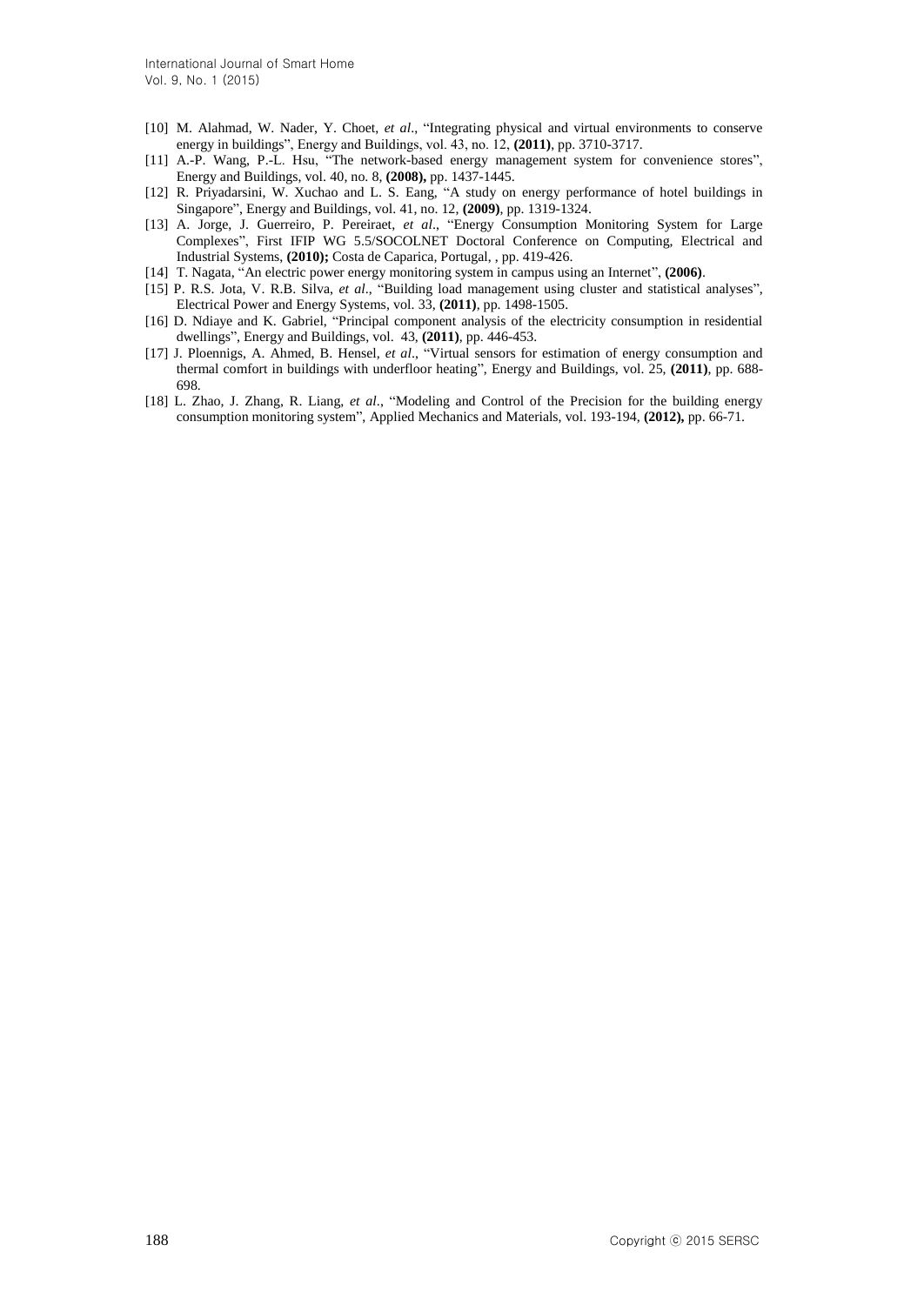[10] M. Alahmad, W. Nader, Y. Choet, *et al*., "Integrating physical and virtual environments to conserve energy in buildings", Energy and Buildings, vol. 43, no. 12, **(2011)**, pp. 3710-3717.

[11] A.-P. Wang, P.-L. Hsu, "The network-based energy management system for convenience stores", Energy and Buildings, vol. 40, no. 8, **(2008),** pp. 1437-1445.

[12] R. Priyadarsini, W. Xuchao and L. S. Eang, "A study on energy performance of hotel buildings in Singapore", Energy and Buildings, vol. 41, no. 12, **(2009)**, pp. 1319-1324.

[13] A. Jorge, J. Guerreiro, P. Pereiraet, *et al*., "Energy Consumption Monitoring System for Large Complexes", First IFIP WG 5.5/SOCOLNET Doctoral Conference on Computing, Electrical and Industrial Systems, **(2010);** Costa de Caparica, Portugal, , pp. 419-426.

[14] T. Nagata, "An electric power energy monitoring system in campus using an Internet", **(2006)**.

[15] P. R.S. Jota, V. R.B. Silva, *et al*., "Building load management using cluster and statistical analyses", Electrical Power and Energy Systems, vol. 33, **(2011)**, pp. 1498-1505.

[16] D. Ndiaye and K. Gabriel, "Principal component analysis of the electricity consumption in residential dwellings", Energy and Buildings, vol. 43, **(2011)**, pp. 446-453.

[17] J. Ploennigs, A. Ahmed, B. Hensel, *et al*., "Virtual sensors for estimation of energy consumption and thermal comfort in buildings with underfloor heating", Energy and Buildings, vol. 25, **(2011)**, pp. 688-698.

[18] L. Zhao, J. Zhang, R. Liang, *et al*., "Modeling and Control of the Precision for the building energy consumption monitoring system", Applied Mechanics and Materials, vol. 193-194, **(2012),** pp. 66-71.